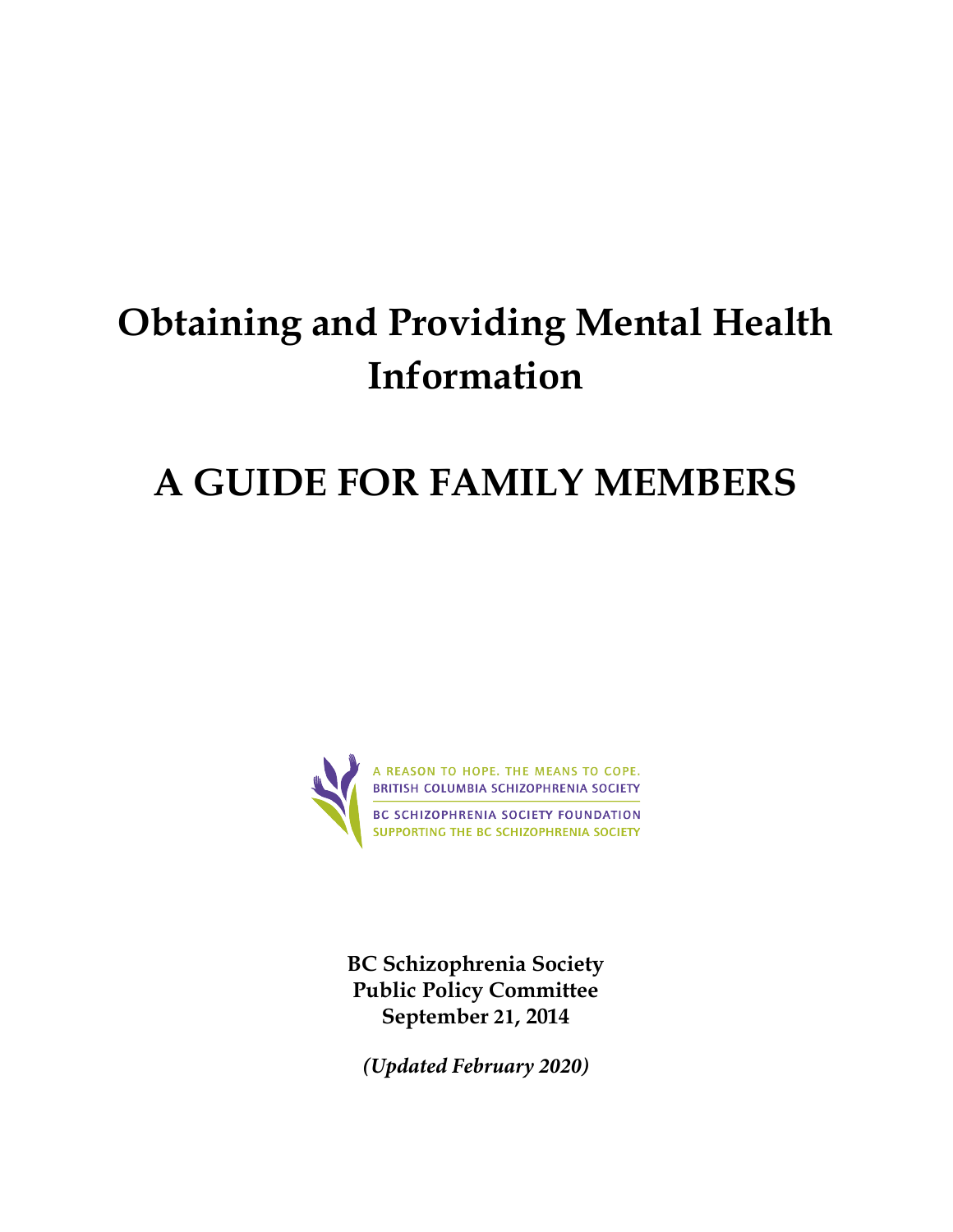# Obtaining and Providing Mental Health Information

# A GUIDE FOR FAMILY MEMBERS

A REASON TO HOPE. THE MEANS TO COPE.
BRITISH COLUMBIA SCHIZOPHRENIA SOCIETY

BC SCHIZOPHRENIA SOCIETY FOUNDATION
SUPPORTING THE BC SCHIZOPHRENIA SOCIETY

**BC Schizophrenia Society**
**Public Policy Committee**
**September 21, 2014**

***(Updated February 2020)***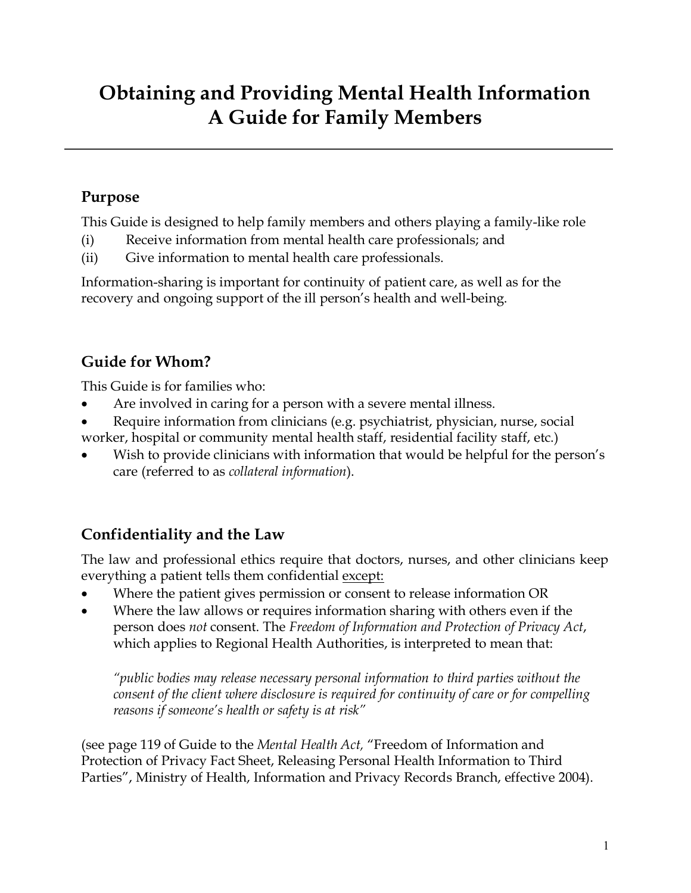# Obtaining and Providing Mental Health Information
# A Guide for Family Members

## Purpose

This Guide is designed to help family members and others playing a family-like role

(i) Receive information from mental health care professionals; and

(ii) Give information to mental health care professionals.

Information-sharing is important for continuity of patient care, as well as for the recovery and ongoing support of the ill person's health and well-being.

## Guide for Whom?

This Guide is for families who:

- Are involved in caring for a person with a severe mental illness.
- Require information from clinicians (e.g. psychiatrist, physician, nurse, social worker, hospital or community mental health staff, residential facility staff, etc.)
- Wish to provide clinicians with information that would be helpful for the person's care (referred to as *collateral information*).

## Confidentiality and the Law

The law and professional ethics require that doctors, nurses, and other clinicians keep everything a patient tells them confidential <u>except:</u>

- Where the patient gives permission or consent to release information OR
- Where the law allows or requires information sharing with others even if the person does *not* consent. The *Freedom of Information and Protection of Privacy Act*, which applies to Regional Health Authorities, is interpreted to mean that:

  *"public bodies may release necessary personal information to third parties without the consent of the client where disclosure is required for continuity of care or for compelling reasons if someone's health or safety is at risk"*

(see page 119 of Guide to the *Mental Health Act,* "Freedom of Information and Protection of Privacy Fact Sheet, Releasing Personal Health Information to Third Parties", Ministry of Health, Information and Privacy Records Branch, effective 2004).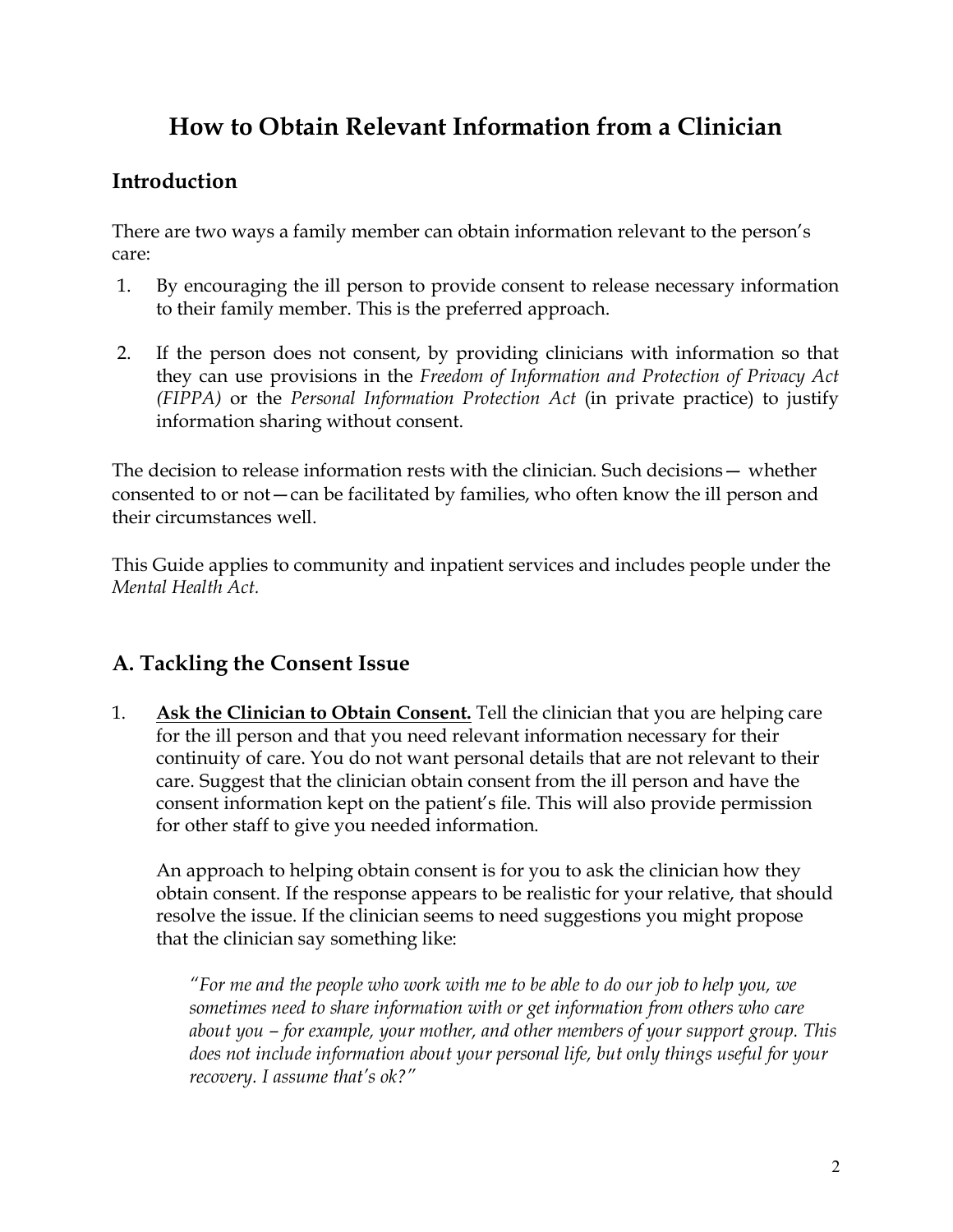# How to Obtain Relevant Information from a Clinician

## Introduction

There are two ways a family member can obtain information relevant to the person's care:

1. By encouraging the ill person to provide consent to release necessary information to their family member. This is the preferred approach.

2. If the person does not consent, by providing clinicians with information so that they can use provisions in the *Freedom of Information and Protection of Privacy Act (FIPPA)* or the *Personal Information Protection Act* (in private practice) to justify information sharing without consent.

The decision to release information rests with the clinician. Such decisions— whether consented to or not—can be facilitated by families, who often know the ill person and their circumstances well.

This Guide applies to community and inpatient services and includes people under the *Mental Health Act.*

## A. Tackling the Consent Issue

1. **Ask the Clinician to Obtain Consent.** Tell the clinician that you are helping care for the ill person and that you need relevant information necessary for their continuity of care. You do not want personal details that are not relevant to their care. Suggest that the clinician obtain consent from the ill person and have the consent information kept on the patient's file. This will also provide permission for other staff to give you needed information.

   An approach to helping obtain consent is for you to ask the clinician how they obtain consent. If the response appears to be realistic for your relative, that should resolve the issue. If the clinician seems to need suggestions you might propose that the clinician say something like:

   > *"For me and the people who work with me to be able to do our job to help you, we sometimes need to share information with or get information from others who care about you – for example, your mother, and other members of your support group. This does not include information about your personal life, but only things useful for your recovery. I assume that's ok?"*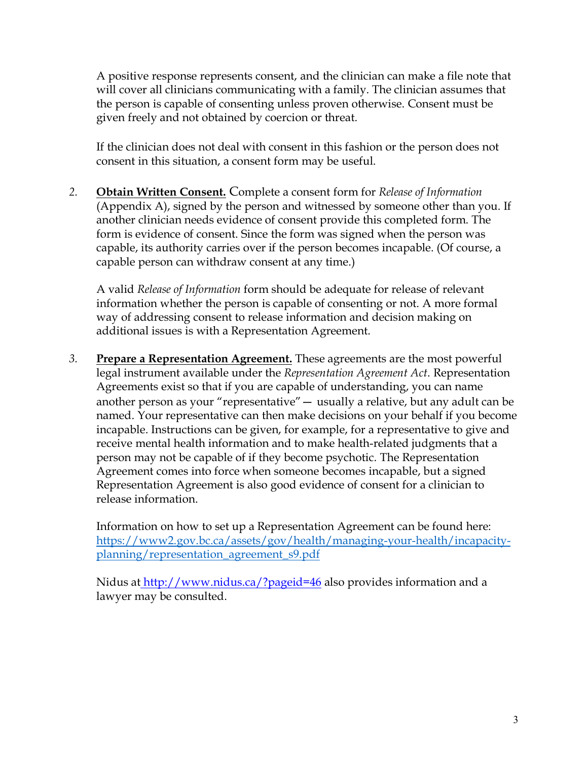A positive response represents consent, and the clinician can make a file note that will cover all clinicians communicating with a family. The clinician assumes that the person is capable of consenting unless proven otherwise. Consent must be given freely and not obtained by coercion or threat.

If the clinician does not deal with consent in this fashion or the person does not consent in this situation, a consent form may be useful.

2. **Obtain Written Consent.** Complete a consent form for *Release of Information* (Appendix A), signed by the person and witnessed by someone other than you. If another clinician needs evidence of consent provide this completed form. The form is evidence of consent. Since the form was signed when the person was capable, its authority carries over if the person becomes incapable. (Of course, a capable person can withdraw consent at any time.)

   A valid *Release of Information* form should be adequate for release of relevant information whether the person is capable of consenting or not. A more formal way of addressing consent to release information and decision making on additional issues is with a Representation Agreement.

3. **Prepare a Representation Agreement.** These agreements are the most powerful legal instrument available under the *Representation Agreement Act*. Representation Agreements exist so that if you are capable of understanding, you can name another person as your "representative"— usually a relative, but any adult can be named. Your representative can then make decisions on your behalf if you become incapable. Instructions can be given, for example, for a representative to give and receive mental health information and to make health-related judgments that a person may not be capable of if they become psychotic. The Representation Agreement comes into force when someone becomes incapable, but a signed Representation Agreement is also good evidence of consent for a clinician to release information.

   Information on how to set up a Representation Agreement can be found here: https://www2.gov.bc.ca/assets/gov/health/managing-your-health/incapacity-planning/representation_agreement_s9.pdf

   Nidus at http://www.nidus.ca/?pageid=46 also provides information and a lawyer may be consulted.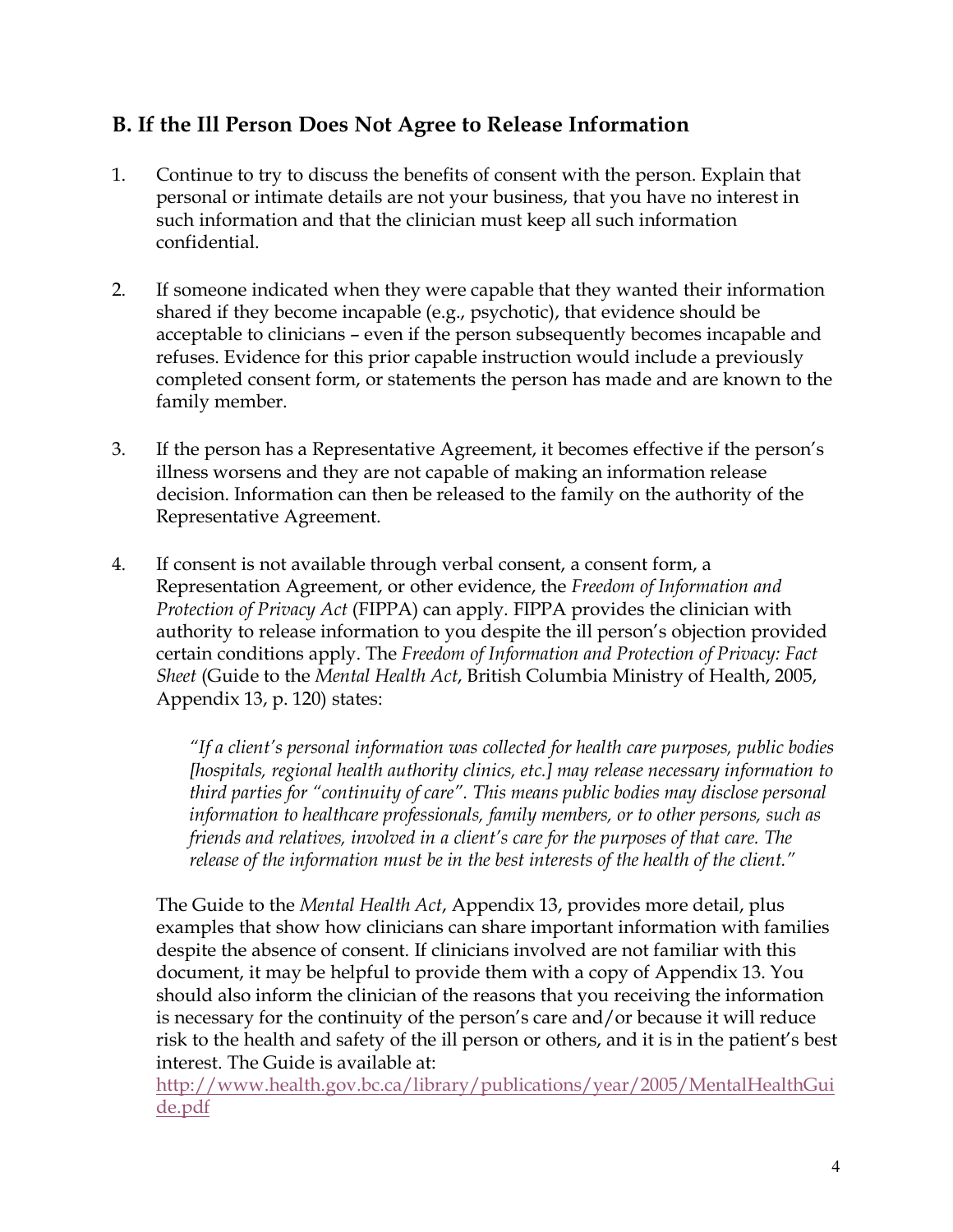## B. If the Ill Person Does Not Agree to Release Information

1. Continue to try to discuss the benefits of consent with the person. Explain that personal or intimate details are not your business, that you have no interest in such information and that the clinician must keep all such information confidential.

2. If someone indicated when they were capable that they wanted their information shared if they become incapable (e.g., psychotic), that evidence should be acceptable to clinicians – even if the person subsequently becomes incapable and refuses. Evidence for this prior capable instruction would include a previously completed consent form, or statements the person has made and are known to the family member.

3. If the person has a Representative Agreement, it becomes effective if the person's illness worsens and they are not capable of making an information release decision. Information can then be released to the family on the authority of the Representative Agreement.

4. If consent is not available through verbal consent, a consent form, a Representation Agreement, or other evidence, the *Freedom of Information and Protection of Privacy Act* (FIPPA) can apply. FIPPA provides the clinician with authority to release information to you despite the ill person's objection provided certain conditions apply. The *Freedom of Information and Protection of Privacy: Fact Sheet* (Guide to the *Mental Health Act*, British Columbia Ministry of Health, 2005, Appendix 13, p. 120) states:

   > *"If a client's personal information was collected for health care purposes, public bodies [hospitals, regional health authority clinics, etc.] may release necessary information to third parties for "continuity of care". This means public bodies may disclose personal information to healthcare professionals, family members, or to other persons, such as friends and relatives, involved in a client's care for the purposes of that care. The release of the information must be in the best interests of the health of the client."*

   The Guide to the *Mental Health Act*, Appendix 13, provides more detail, plus examples that show how clinicians can share important information with families despite the absence of consent. If clinicians involved are not familiar with this document, it may be helpful to provide them with a copy of Appendix 13. You should also inform the clinician of the reasons that you receiving the information is necessary for the continuity of the person's care and/or because it will reduce risk to the health and safety of the ill person or others, and it is in the patient's best interest. The Guide is available at: http://www.health.gov.bc.ca/library/publications/year/2005/MentalHealthGuide.pdf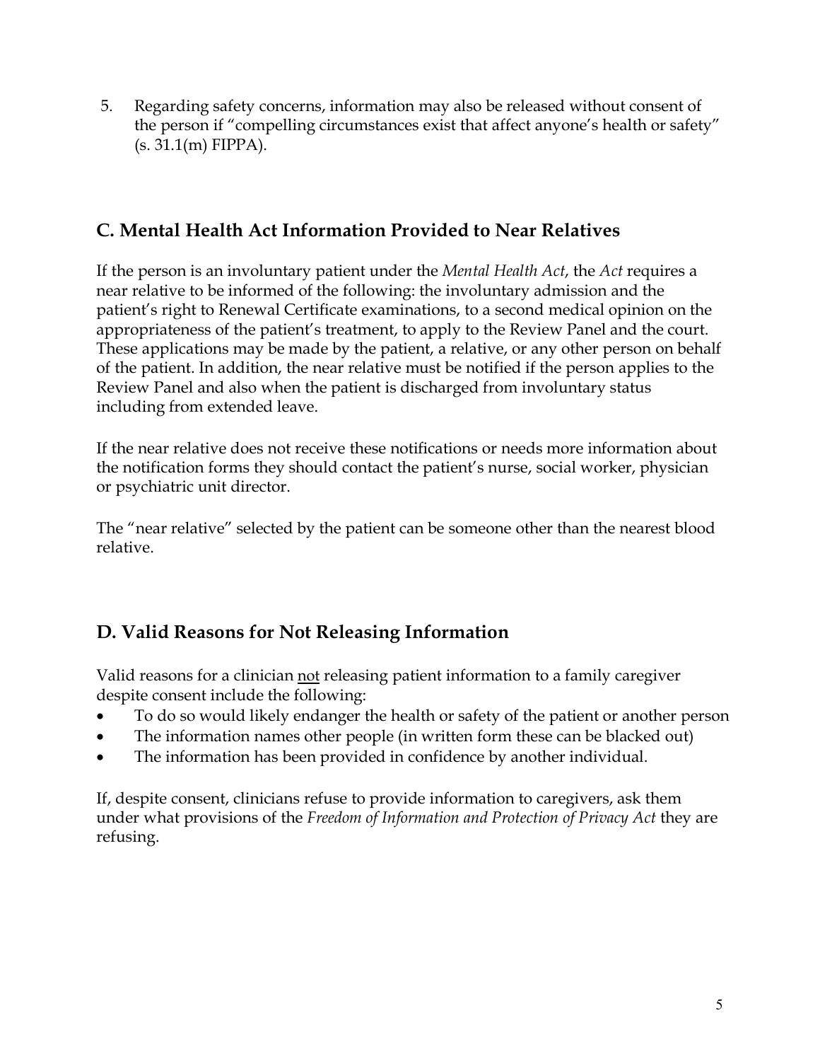5. Regarding safety concerns, information may also be released without consent of the person if "compelling circumstances exist that affect anyone's health or safety" (s. 31.1(m) FIPPA).

## C. Mental Health Act Information Provided to Near Relatives

If the person is an involuntary patient under the *Mental Health Act*, the *Act* requires a near relative to be informed of the following: the involuntary admission and the patient's right to Renewal Certificate examinations, to a second medical opinion on the appropriateness of the patient's treatment, to apply to the Review Panel and the court. These applications may be made by the patient, a relative, or any other person on behalf of the patient. In addition, the near relative must be notified if the person applies to the Review Panel and also when the patient is discharged from involuntary status including from extended leave.

If the near relative does not receive these notifications or needs more information about the notification forms they should contact the patient's nurse, social worker, physician or psychiatric unit director.

The "near relative" selected by the patient can be someone other than the nearest blood relative.

## D. Valid Reasons for Not Releasing Information

Valid reasons for a clinician <u>not</u> releasing patient information to a family caregiver despite consent include the following:

- To do so would likely endanger the health or safety of the patient or another person
- The information names other people (in written form these can be blacked out)
- The information has been provided in confidence by another individual.

If, despite consent, clinicians refuse to provide information to caregivers, ask them under what provisions of the *Freedom of Information and Protection of Privacy Act* they are refusing.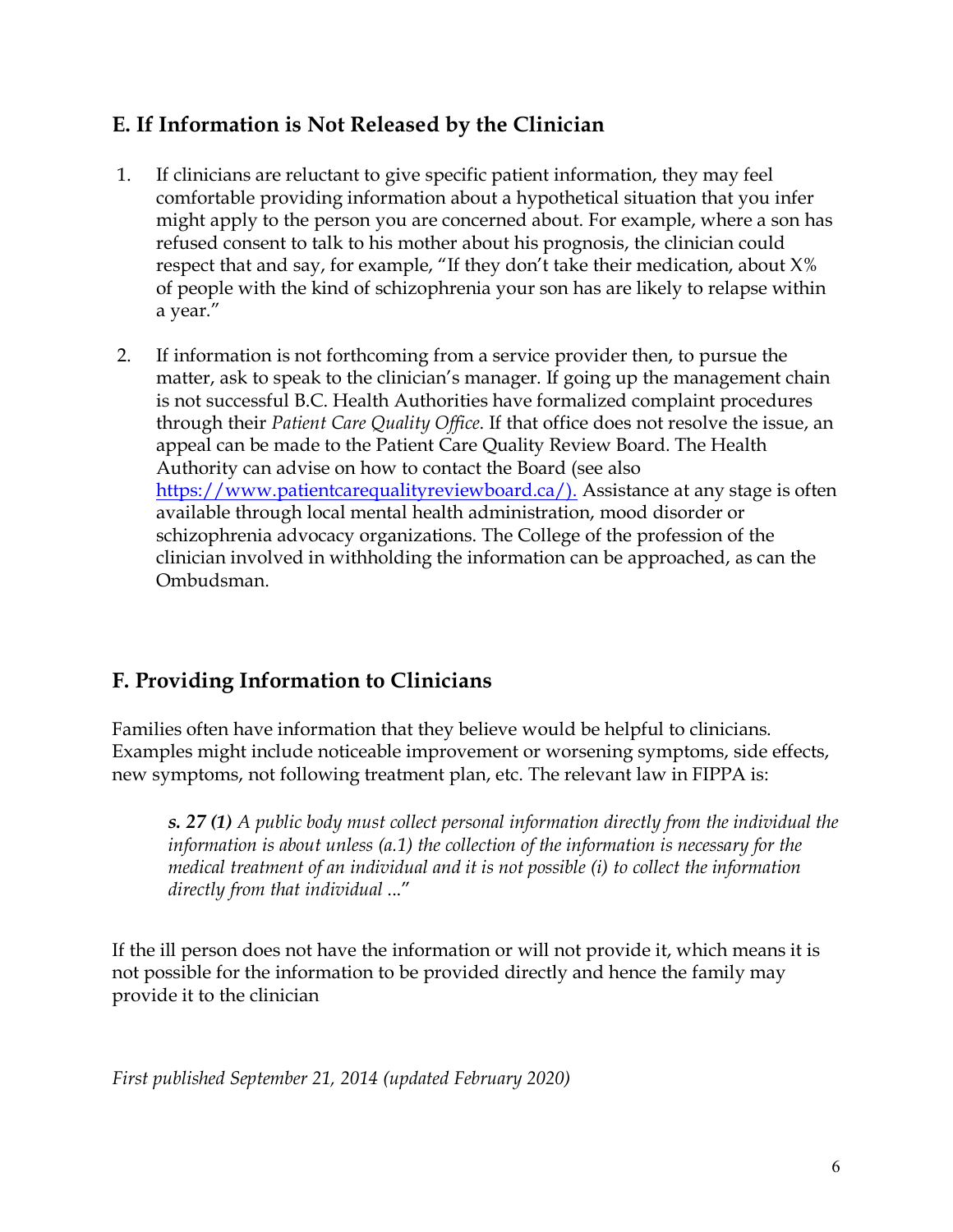## E. If Information is Not Released by the Clinician

1. If clinicians are reluctant to give specific patient information, they may feel comfortable providing information about a hypothetical situation that you infer might apply to the person you are concerned about. For example, where a son has refused consent to talk to his mother about his prognosis, the clinician could respect that and say, for example, "If they don't take their medication, about X% of people with the kind of schizophrenia your son has are likely to relapse within a year."

2. If information is not forthcoming from a service provider then, to pursue the matter, ask to speak to the clinician's manager. If going up the management chain is not successful B.C. Health Authorities have formalized complaint procedures through their *Patient Care Quality Office*. If that office does not resolve the issue, an appeal can be made to the Patient Care Quality Review Board. The Health Authority can advise on how to contact the Board (see also https://www.patientcarequalityreviewboard.ca/). Assistance at any stage is often available through local mental health administration, mood disorder or schizophrenia advocacy organizations. The College of the profession of the clinician involved in withholding the information can be approached, as can the Ombudsman.

## F. Providing Information to Clinicians

Families often have information that they believe would be helpful to clinicians. Examples might include noticeable improvement or worsening symptoms, side effects, new symptoms, not following treatment plan, etc. The relevant law in FIPPA is:

> ***s. 27 (1)*** *A public body must collect personal information directly from the individual the information is about unless (a.1) the collection of the information is necessary for the medical treatment of an individual and it is not possible (i) to collect the information directly from that individual ...*"

If the ill person does not have the information or will not provide it, which means it is not possible for the information to be provided directly and hence the family may provide it to the clinician

*First published September 21, 2014 (updated February 2020)*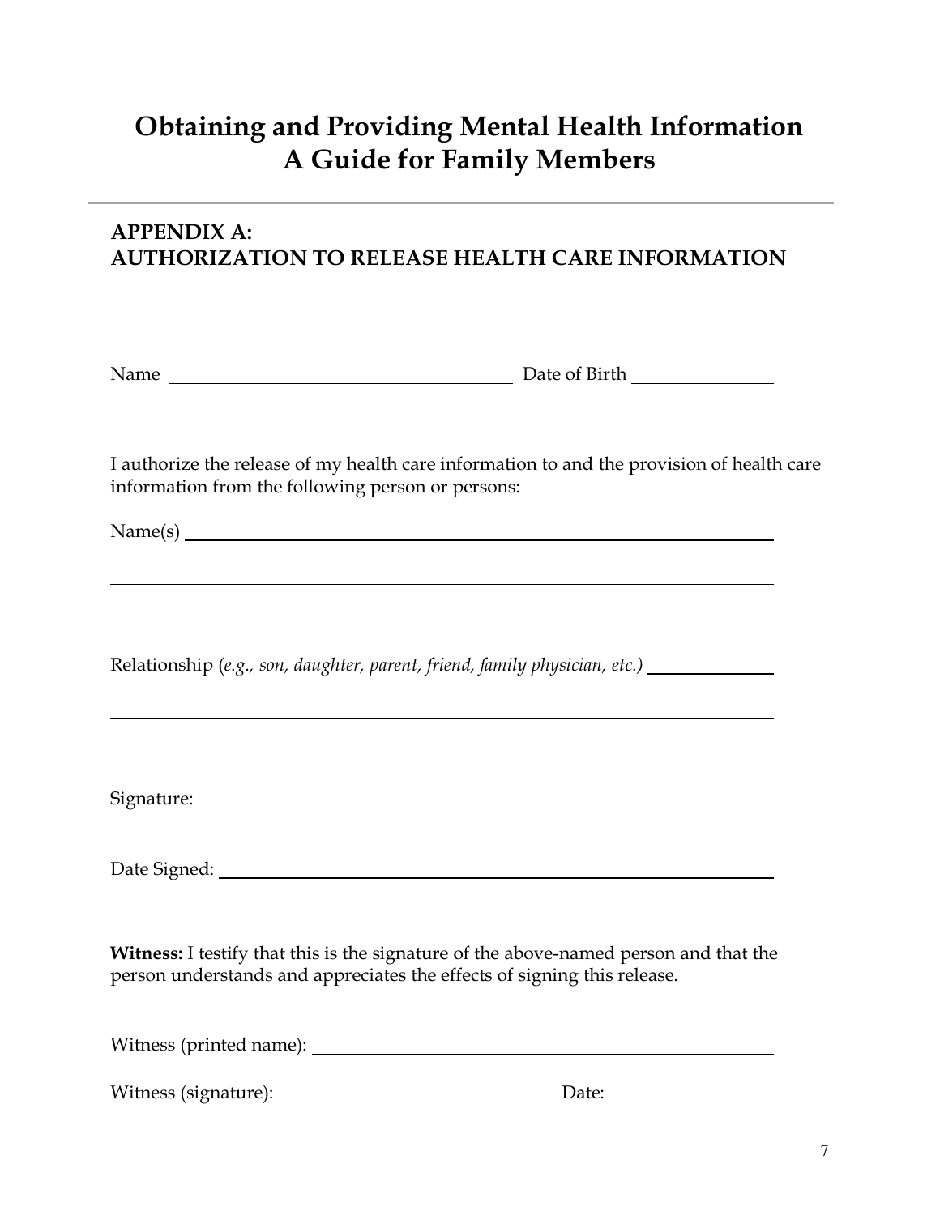# Obtaining and Providing Mental Health Information
# A Guide for Family Members

## APPENDIX A:
## AUTHORIZATION TO RELEASE HEALTH CARE INFORMATION

Name \_\_\_\_\_\_\_\_\_\_\_\_\_\_\_\_\_\_\_\_\_\_\_\_\_\_\_\_\_\_\_\_\_\_\_\_ Date of Birth \_\_\_\_\_\_\_\_\_\_\_\_\_\_\_

I authorize the release of my health care information to and the provision of health care information from the following person or persons:

Name(s) \_\_\_\_\_\_\_\_\_\_\_\_\_\_\_\_\_\_\_\_\_\_\_\_\_\_\_\_\_\_\_\_\_\_\_\_\_\_\_\_\_\_\_\_\_\_\_\_\_\_\_\_\_\_\_\_\_\_\_\_

\_\_\_\_\_\_\_\_\_\_\_\_\_\_\_\_\_\_\_\_\_\_\_\_\_\_\_\_\_\_\_\_\_\_\_\_\_\_\_\_\_\_\_\_\_\_\_\_\_\_\_\_\_\_\_\_\_\_\_\_\_\_\_\_\_\_\_\_

Relationship (*e.g., son, daughter, parent, friend, family physician, etc.)* \_\_\_\_\_\_\_\_\_\_\_\_\_

\_\_\_\_\_\_\_\_\_\_\_\_\_\_\_\_\_\_\_\_\_\_\_\_\_\_\_\_\_\_\_\_\_\_\_\_\_\_\_\_\_\_\_\_\_\_\_\_\_\_\_\_\_\_\_\_\_\_\_\_\_\_\_\_\_\_\_\_

Signature: \_\_\_\_\_\_\_\_\_\_\_\_\_\_\_\_\_\_\_\_\_\_\_\_\_\_\_\_\_\_\_\_\_\_\_\_\_\_\_\_\_\_\_\_\_\_\_\_\_\_\_\_\_\_\_\_\_\_\_

Date Signed: \_\_\_\_\_\_\_\_\_\_\_\_\_\_\_\_\_\_\_\_\_\_\_\_\_\_\_\_\_\_\_\_\_\_\_\_\_\_\_\_\_\_\_\_\_\_\_\_\_\_\_\_\_\_\_\_\_

**Witness:** I testify that this is the signature of the above-named person and that the person understands and appreciates the effects of signing this release.

Witness (printed name): \_\_\_\_\_\_\_\_\_\_\_\_\_\_\_\_\_\_\_\_\_\_\_\_\_\_\_\_\_\_\_\_\_\_\_\_\_\_\_\_\_\_\_\_\_\_\_

Witness (signature): \_\_\_\_\_\_\_\_\_\_\_\_\_\_\_\_\_\_\_\_\_\_\_\_\_\_\_\_\_\_ Date: \_\_\_\_\_\_\_\_\_\_\_\_\_\_\_\_\_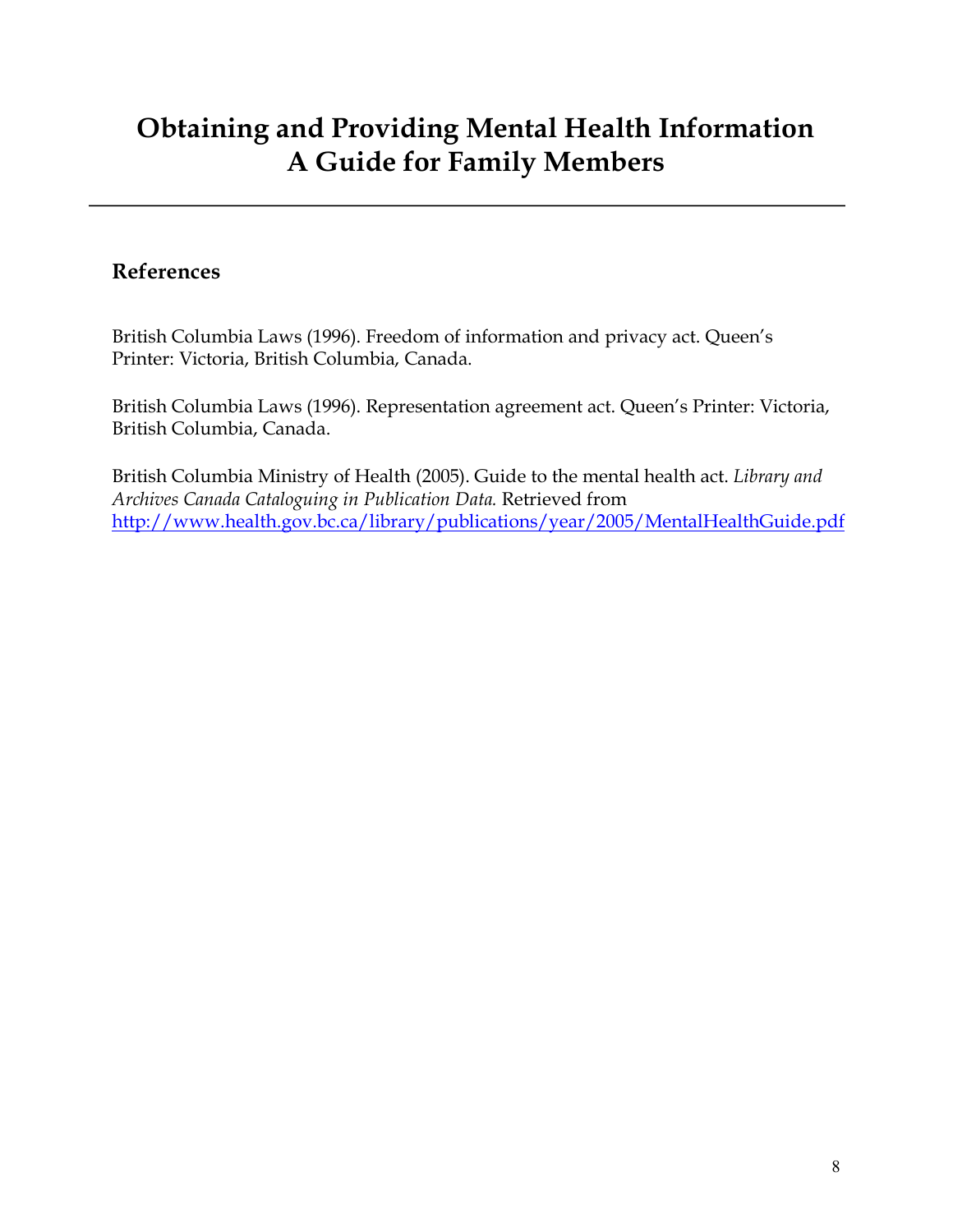# Obtaining and Providing Mental Health Information
# A Guide for Family Members

## References

British Columbia Laws (1996). Freedom of information and privacy act. Queen's Printer: Victoria, British Columbia, Canada.

British Columbia Laws (1996). Representation agreement act. Queen's Printer: Victoria, British Columbia, Canada.

British Columbia Ministry of Health (2005). Guide to the mental health act. *Library and Archives Canada Cataloguing in Publication Data.* Retrieved from http://www.health.gov.bc.ca/library/publications/year/2005/MentalHealthGuide.pdf